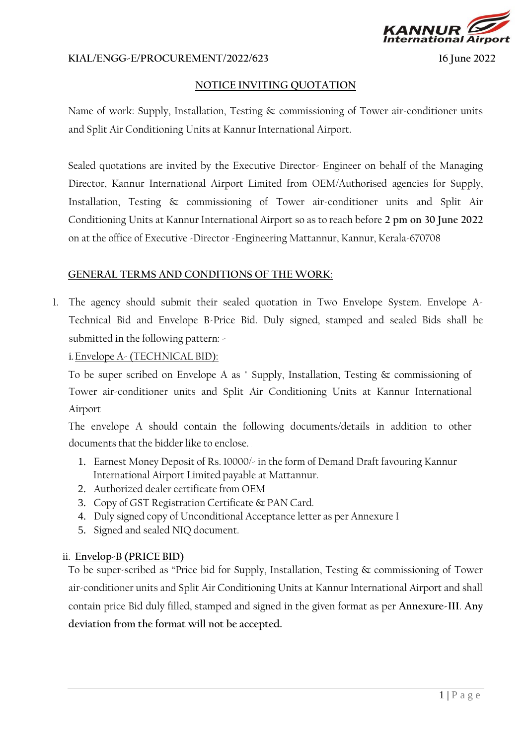KIAL/ENGG-E/PROCUREMENT/2022/623 16 June 2022

# NOTICE INVITING QUOTATION

Name of work: Supply, Installation, Testing & commissioning of Tower air-conditioner units and Split Air Conditioning Units at Kannur International Airport.

Sealed quotations are invited by the Executive Director- Engineer on behalf of the Managing Director, Kannur International Airport Limited from OEM/Authorised agencies for Supply, Installation, Testing & commissioning of Tower air-conditioner units and Split Air Conditioning Units at Kannur International Airport so as to reach before **2 pm on 30 June 2022** on at the office of Executive -Director -Engineering Mattannur, Kannur, Kerala-670708

## GENERAL TERMS AND CONDITIONS OF THE WORK:

1. The agency should submit their sealed quotation in Two Envelope System. Envelope A-Technical Bid and Envelope B-Price Bid. Duly signed, stamped and sealed Bids shall be submitted in the following pattern: -

   i. Envelope A- (TECHNICAL BID):

   To be super scribed on Envelope A as " Supply, Installation, Testing & commissioning of Tower air-conditioner units and Split Air Conditioning Units at Kannur International Airport

   The envelope A should contain the following documents/details in addition to other documents that the bidder like to enclose.

   1. Earnest Money Deposit of Rs. 10000/- in the form of Demand Draft favouring Kannur International Airport Limited payable at Mattannur.
   2. Authorized dealer certificate from OEM
   3. Copy of GST Registration Certificate & PAN Card.
   4. Duly signed copy of Unconditional Acceptance letter as per Annexure I
   5. Signed and sealed NIQ document.

   ii. **Envelop-B (PRICE BID)**

   To be super-scribed as "Price bid for Supply, Installation, Testing & commissioning of Tower air-conditioner units and Split Air Conditioning Units at Kannur International Airport and shall contain price Bid duly filled, stamped and signed in the given format as per **Annexure-III. Any deviation from the format will not be accepted.**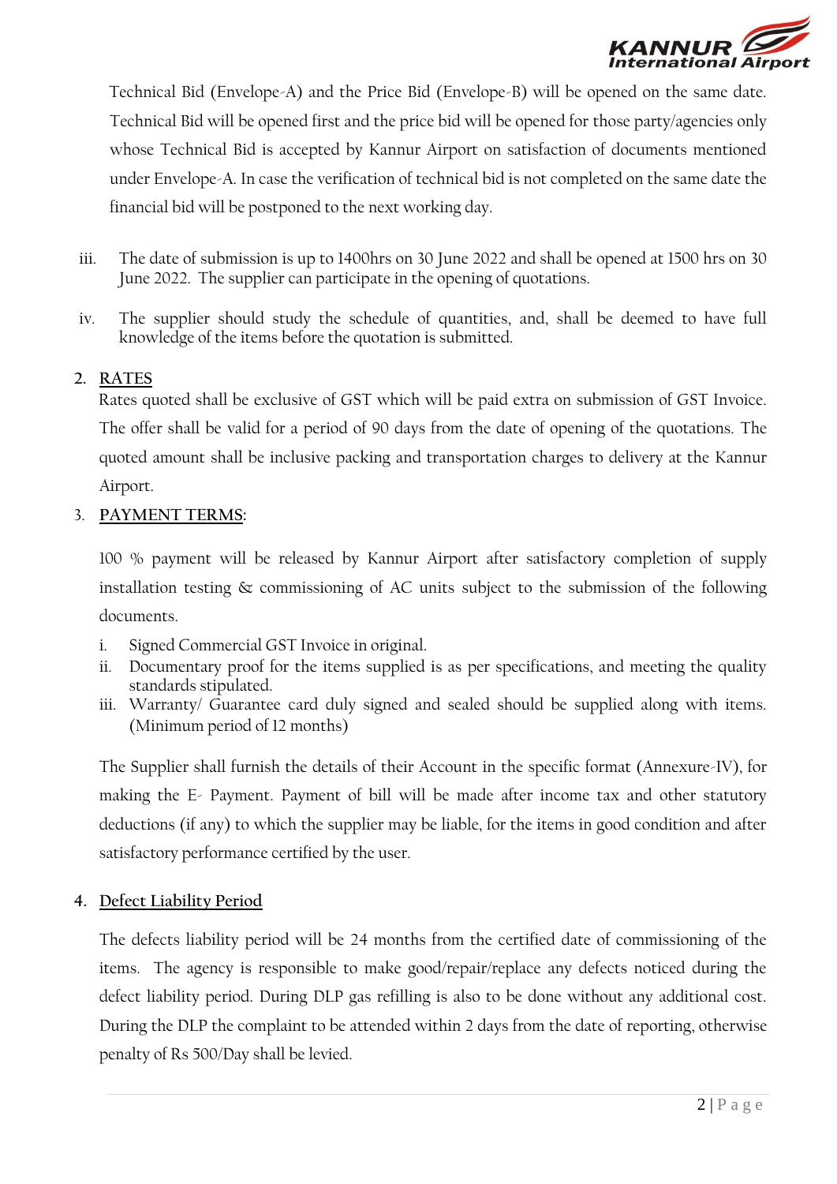Technical Bid (Envelope-A) and the Price Bid (Envelope-B) will be opened on the same date. Technical Bid will be opened first and the price bid will be opened for those party/agencies only whose Technical Bid is accepted by Kannur Airport on satisfaction of documents mentioned under Envelope-A. In case the verification of technical bid is not completed on the same date the financial bid will be postponed to the next working day.

iii. The date of submission is up to 1400hrs on 30 June 2022 and shall be opened at 1500 hrs on 30 June 2022. The supplier can participate in the opening of quotations.

iv. The supplier should study the schedule of quantities, and, shall be deemed to have full knowledge of the items before the quotation is submitted.

## 2. RATES

Rates quoted shall be exclusive of GST which will be paid extra on submission of GST Invoice. The offer shall be valid for a period of 90 days from the date of opening of the quotations. The quoted amount shall be inclusive packing and transportation charges to delivery at the Kannur Airport.

## 3. PAYMENT TERMS:

100 % payment will be released by Kannur Airport after satisfactory completion of supply installation testing & commissioning of AC units subject to the submission of the following documents.

i. Signed Commercial GST Invoice in original.
ii. Documentary proof for the items supplied is as per specifications, and meeting the quality standards stipulated.
iii. Warranty/ Guarantee card duly signed and sealed should be supplied along with items. (Minimum period of 12 months)

The Supplier shall furnish the details of their Account in the specific format (Annexure-IV), for making the E- Payment. Payment of bill will be made after income tax and other statutory deductions (if any) to which the supplier may be liable, for the items in good condition and after satisfactory performance certified by the user.

## 4. Defect Liability Period

The defects liability period will be 24 months from the certified date of commissioning of the items. The agency is responsible to make good/repair/replace any defects noticed during the defect liability period. During DLP gas refilling is also to be done without any additional cost. During the DLP the complaint to be attended within 2 days from the date of reporting, otherwise penalty of Rs 500/Day shall be levied.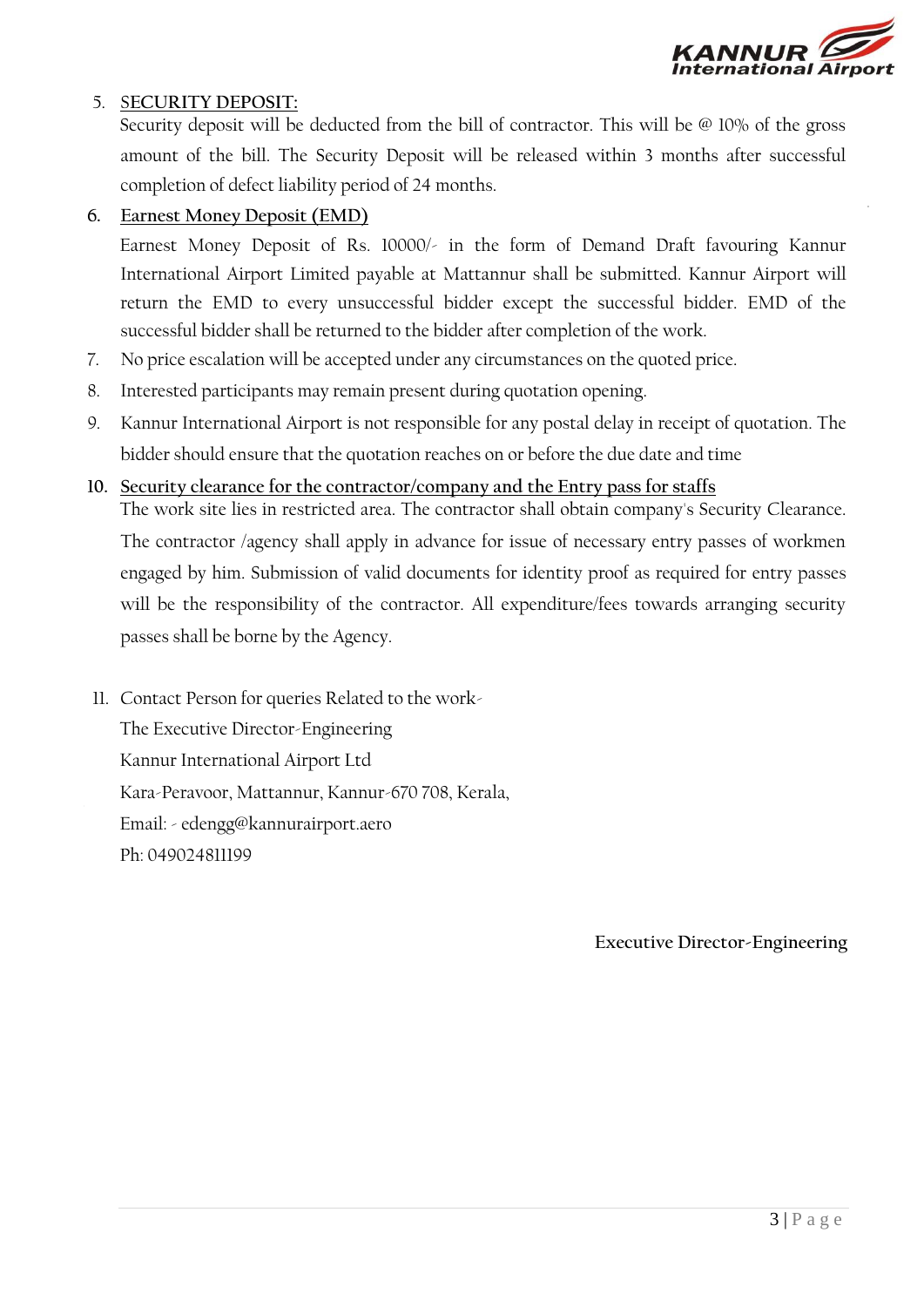5. **SECURITY DEPOSIT:**

   Security deposit will be deducted from the bill of contractor. This will be @ 10% of the gross amount of the bill. The Security Deposit will be released within 3 months after successful completion of defect liability period of 24 months.

6. **Earnest Money Deposit (EMD)**

   Earnest Money Deposit of Rs. 10000/- in the form of Demand Draft favouring Kannur International Airport Limited payable at Mattannur shall be submitted. Kannur Airport will return the EMD to every unsuccessful bidder except the successful bidder. EMD of the successful bidder shall be returned to the bidder after completion of the work.

7. No price escalation will be accepted under any circumstances on the quoted price.

8. Interested participants may remain present during quotation opening.

9. Kannur International Airport is not responsible for any postal delay in receipt of quotation. The bidder should ensure that the quotation reaches on or before the due date and time

10. **Security clearance for the contractor/company and the Entry pass for staffs**

    The work site lies in restricted area. The contractor shall obtain company's Security Clearance. The contractor /agency shall apply in advance for issue of necessary entry passes of workmen engaged by him. Submission of valid documents for identity proof as required for entry passes will be the responsibility of the contractor. All expenditure/fees towards arranging security passes shall be borne by the Agency.

11. Contact Person for queries Related to the work-

    The Executive Director-Engineering
    Kannur International Airport Ltd
    Kara-Peravoor, Mattannur, Kannur-670 708, Kerala,
    Email: - edengg@kannurairport.aero
    Ph: 049024811199

**Executive Director-Engineering**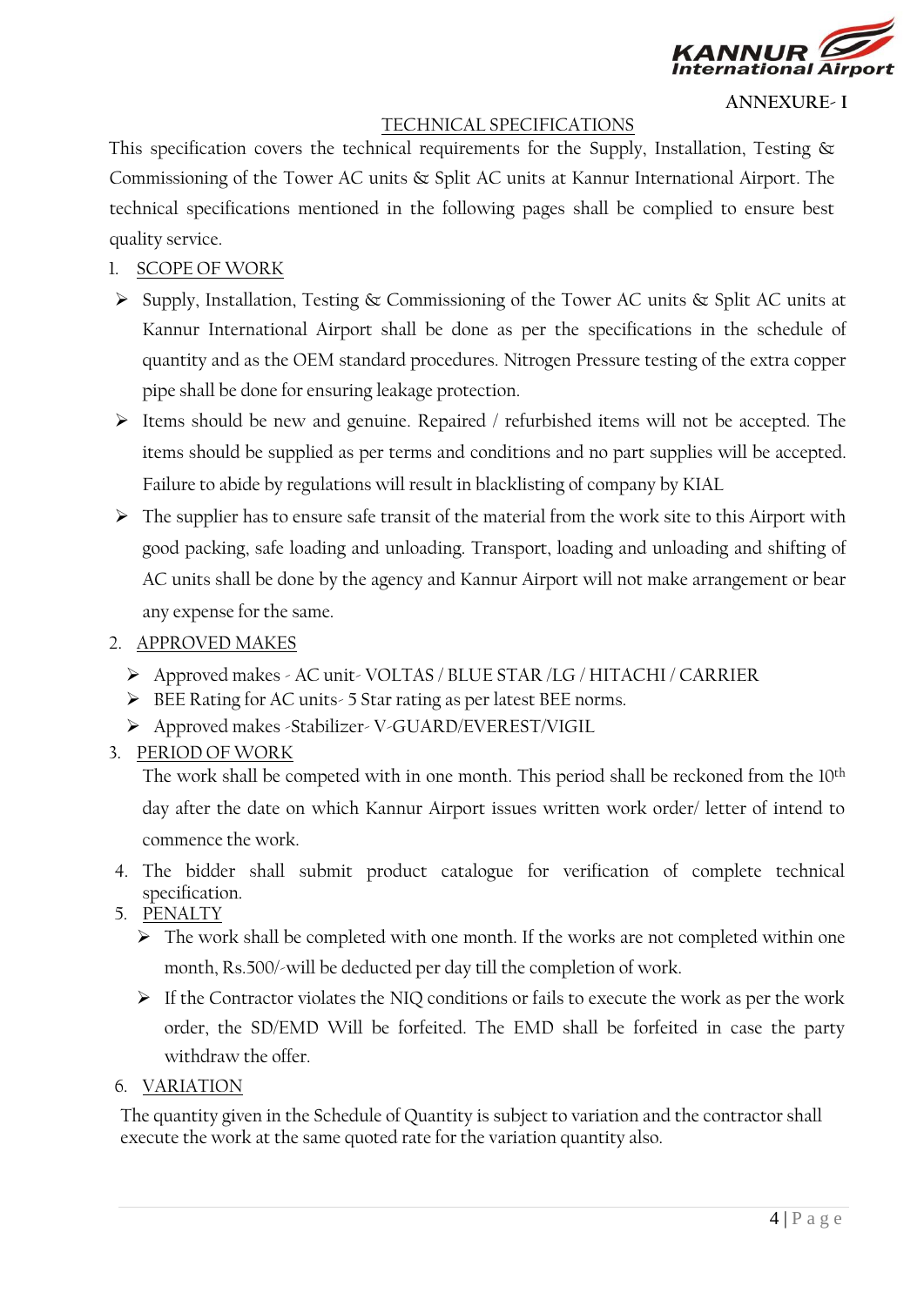ANNEXURE- I

## TECHNICAL SPECIFICATIONS

This specification covers the technical requirements for the Supply, Installation, Testing & Commissioning of the Tower AC units & Split AC units at Kannur International Airport. The technical specifications mentioned in the following pages shall be complied to ensure best quality service.

1. SCOPE OF WORK

- Supply, Installation, Testing & Commissioning of the Tower AC units & Split AC units at Kannur International Airport shall be done as per the specifications in the schedule of quantity and as the OEM standard procedures. Nitrogen Pressure testing of the extra copper pipe shall be done for ensuring leakage protection.
- Items should be new and genuine. Repaired / refurbished items will not be accepted. The items should be supplied as per terms and conditions and no part supplies will be accepted. Failure to abide by regulations will result in blacklisting of company by KIAL
- The supplier has to ensure safe transit of the material from the work site to this Airport with good packing, safe loading and unloading. Transport, loading and unloading and shifting of AC units shall be done by the agency and Kannur Airport will not make arrangement or bear any expense for the same.

2. APPROVED MAKES

- Approved makes - AC unit- VOLTAS / BLUE STAR /LG / HITACHI / CARRIER
- BEE Rating for AC units- 5 Star rating as per latest BEE norms.
- Approved makes -Stabilizer- V-GUARD/EVEREST/VIGIL

3. PERIOD OF WORK

   The work shall be competed with in one month. This period shall be reckoned from the 10th day after the date on which Kannur Airport issues written work order/ letter of intend to commence the work.

4. The bidder shall submit product catalogue for verification of complete technical specification.

5. PENALTY

- The work shall be completed with one month. If the works are not completed within one month, Rs.500/-will be deducted per day till the completion of work.
- If the Contractor violates the NIQ conditions or fails to execute the work as per the work order, the SD/EMD Will be forfeited. The EMD shall be forfeited in case the party withdraw the offer.

6. VARIATION

The quantity given in the Schedule of Quantity is subject to variation and the contractor shall execute the work at the same quoted rate for the variation quantity also.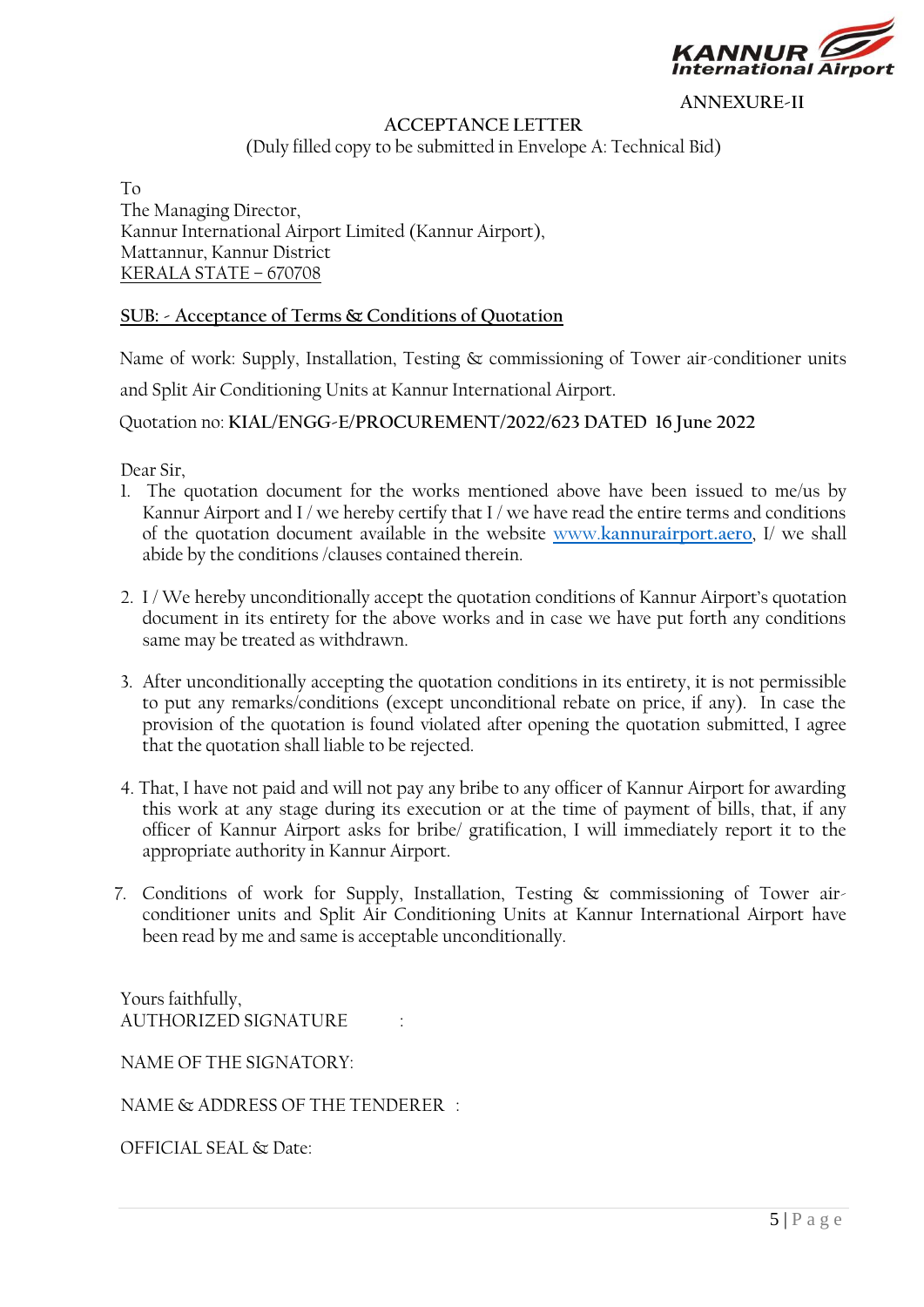ANNEXURE-II

## ACCEPTANCE LETTER

(Duly filled copy to be submitted in Envelope A: Technical Bid)

To
The Managing Director,
Kannur International Airport Limited (Kannur Airport),
Mattannur, Kannur District
KERALA STATE – 670708

**SUB: - Acceptance of Terms & Conditions of Quotation**

Name of work: Supply, Installation, Testing & commissioning of Tower air-conditioner units and Split Air Conditioning Units at Kannur International Airport.

Quotation no: **KIAL/ENGG-E/PROCUREMENT/2022/623 DATED 16 June 2022**

Dear Sir,

1. The quotation document for the works mentioned above have been issued to me/us by Kannur Airport and I / we hereby certify that I / we have read the entire terms and conditions of the quotation document available in the website www.kannurairport.aero, I/ we shall abide by the conditions /clauses contained therein.

2. I / We hereby unconditionally accept the quotation conditions of Kannur Airport's quotation document in its entirety for the above works and in case we have put forth any conditions same may be treated as withdrawn.

3. After unconditionally accepting the quotation conditions in its entirety, it is not permissible to put any remarks/conditions (except unconditional rebate on price, if any). In case the provision of the quotation is found violated after opening the quotation submitted, I agree that the quotation shall liable to be rejected.

4. That, I have not paid and will not pay any bribe to any officer of Kannur Airport for awarding this work at any stage during its execution or at the time of payment of bills, that, if any officer of Kannur Airport asks for bribe/ gratification, I will immediately report it to the appropriate authority in Kannur Airport.

7. Conditions of work for Supply, Installation, Testing & commissioning of Tower air-conditioner units and Split Air Conditioning Units at Kannur International Airport have been read by me and same is acceptable unconditionally.

Yours faithfully,
AUTHORIZED SIGNATURE :

NAME OF THE SIGNATORY:

NAME & ADDRESS OF THE TENDERER :

OFFICIAL SEAL & Date: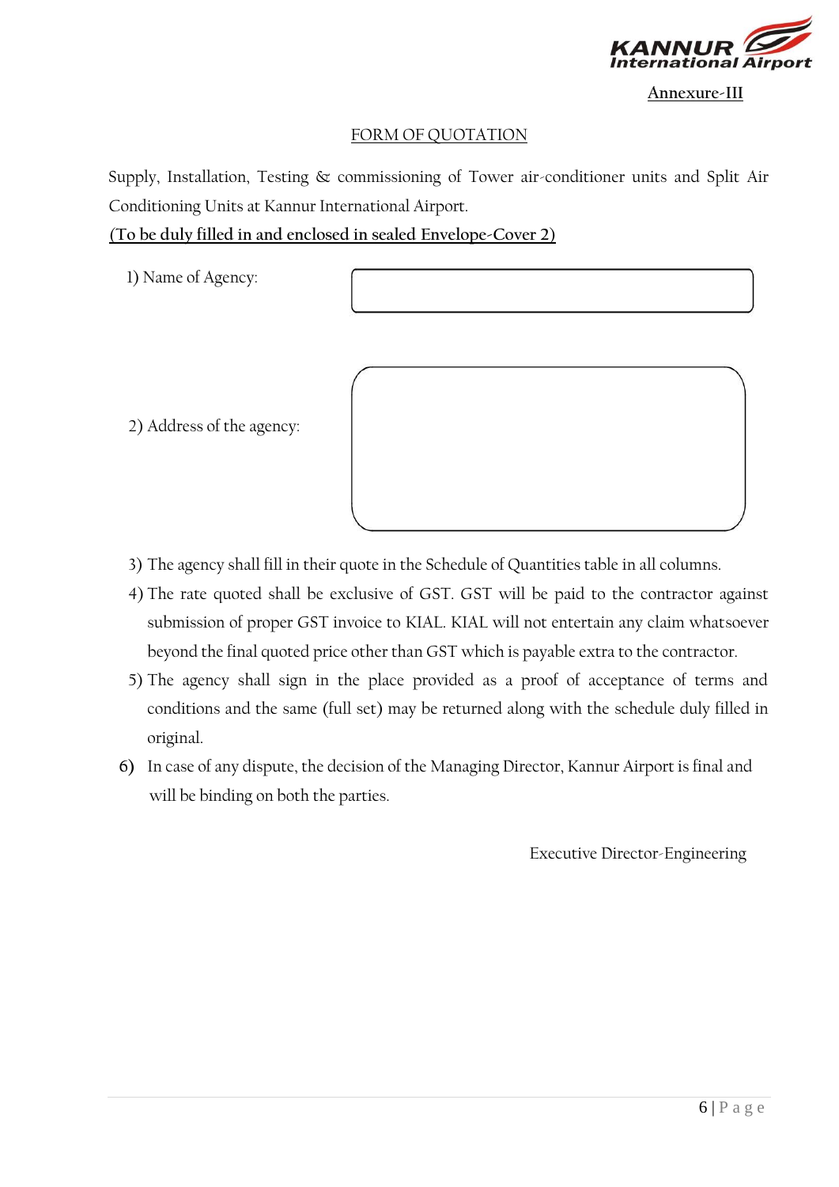Annexure-III

## FORM OF QUOTATION

Supply, Installation, Testing & commissioning of Tower air-conditioner units and Split Air Conditioning Units at Kannur International Airport.

(To be duly filled in and enclosed in sealed Envelope-Cover 2)

1) Name of Agency:

2) Address of the agency:

3) The agency shall fill in their quote in the Schedule of Quantities table in all columns.
4) The rate quoted shall be exclusive of GST. GST will be paid to the contractor against submission of proper GST invoice to KIAL. KIAL will not entertain any claim whatsoever beyond the final quoted price other than GST which is payable extra to the contractor.
5) The agency shall sign in the place provided as a proof of acceptance of terms and conditions and the same (full set) may be returned along with the schedule duly filled in original.
6) In case of any dispute, the decision of the Managing Director, Kannur Airport is final and will be binding on both the parties.

Executive Director-Engineering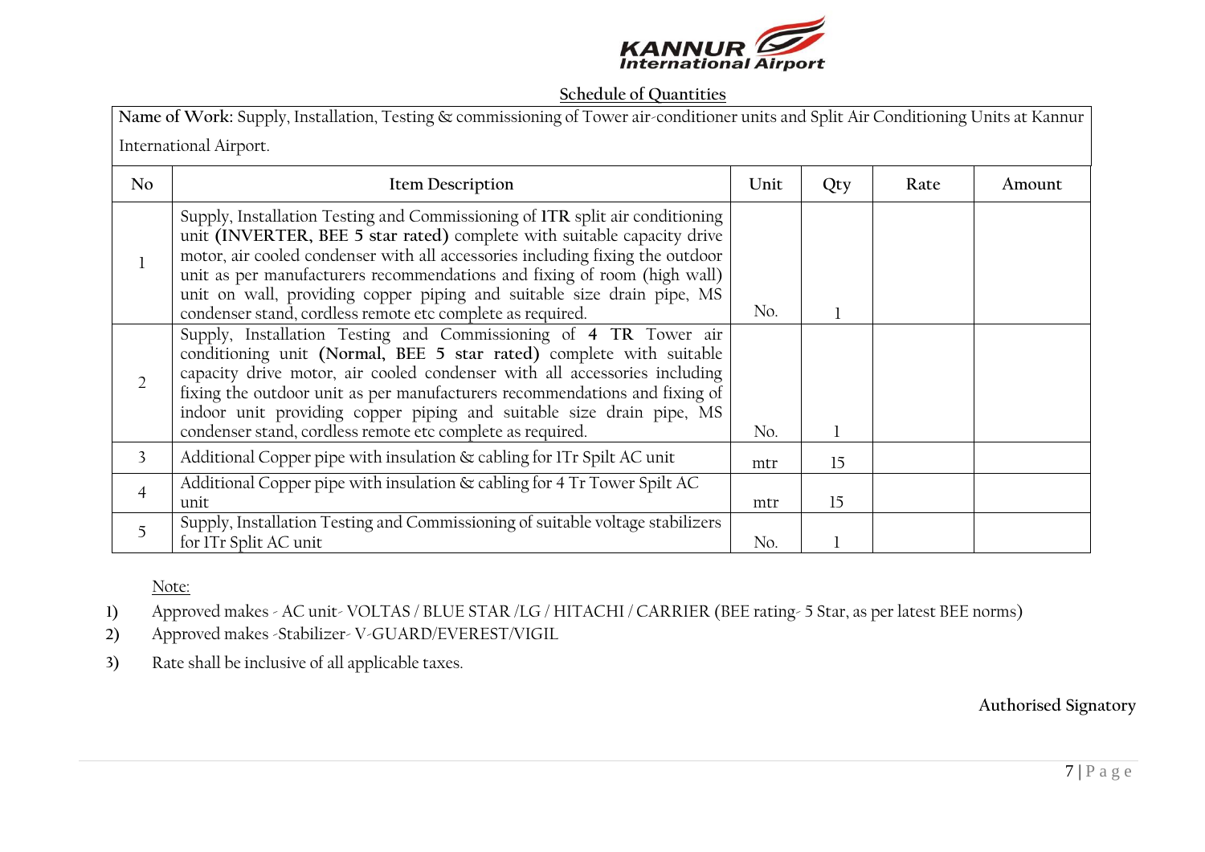KANNUR International Airport

## Schedule of Quantities

**Name of Work:** Supply, Installation, Testing & commissioning of Tower air-conditioner units and Split Air Conditioning Units at Kannur International Airport.

| No | Item Description | Unit | Qty | Rate | Amount |
|---|---|---|---|---|---|
| 1 | Supply, Installation Testing and Commissioning of **ITR** split air conditioning unit **(INVERTER, BEE 5 star rated)** complete with suitable capacity drive motor, air cooled condenser with all accessories including fixing the outdoor unit as per manufacturers recommendations and fixing of room (high wall) unit on wall, providing copper piping and suitable size drain pipe, MS condenser stand, cordless remote etc complete as required. | No. | 1 | | |
| 2 | Supply, Installation Testing and Commissioning of **4 TR** Tower air conditioning unit **(Normal, BEE 5 star rated)** complete with suitable capacity drive motor, air cooled condenser with all accessories including fixing the outdoor unit as per manufacturers recommendations and fixing of indoor unit providing copper piping and suitable size drain pipe, MS condenser stand, cordless remote etc complete as required. | No. | 1 | | |
| 3 | Additional Copper pipe with insulation & cabling for 1Tr Spilt AC unit | mtr | 15 | | |
| 4 | Additional Copper pipe with insulation & cabling for 4 Tr Tower Spilt AC unit | mtr | 15 | | |
| 5 | Supply, Installation Testing and Commissioning of suitable voltage stabilizers for 1Tr Split AC unit | No. | 1 | | |

Note:

1) Approved makes - AC unit- VOLTAS / BLUE STAR /LG / HITACHI / CARRIER (BEE rating- 5 Star, as per latest BEE norms)
2) Approved makes -Stabilizer- V-GUARD/EVEREST/VIGIL
3) Rate shall be inclusive of all applicable taxes.

**Authorised Signatory**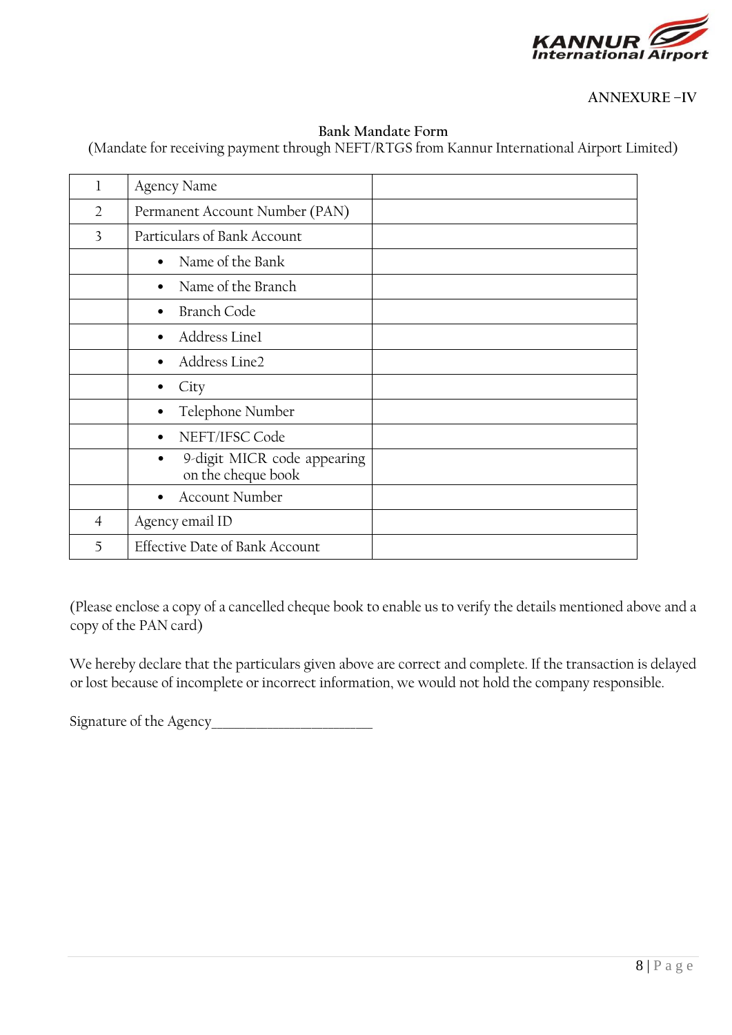ANNEXURE –IV

## Bank Mandate Form

(Mandate for receiving payment through NEFT/RTGS from Kannur International Airport Limited)

| | | |
|---|---|---|
| 1 | Agency Name | |
| 2 | Permanent Account Number (PAN) | |
| 3 | Particulars of Bank Account | |
| | • Name of the Bank | |
| | • Name of the Branch | |
| | • Branch Code | |
| | • Address Line1 | |
| | • Address Line2 | |
| | • City | |
| | • Telephone Number | |
| | • NEFT/IFSC Code | |
| | • 9-digit MICR code appearing on the cheque book | |
| | • Account Number | |
| 4 | Agency email ID | |
| 5 | Effective Date of Bank Account | |

(Please enclose a copy of a cancelled cheque book to enable us to verify the details mentioned above and a copy of the PAN card)

We hereby declare that the particulars given above are correct and complete. If the transaction is delayed or lost because of incomplete or incorrect information, we would not hold the company responsible.

Signature of the Agency_______________________